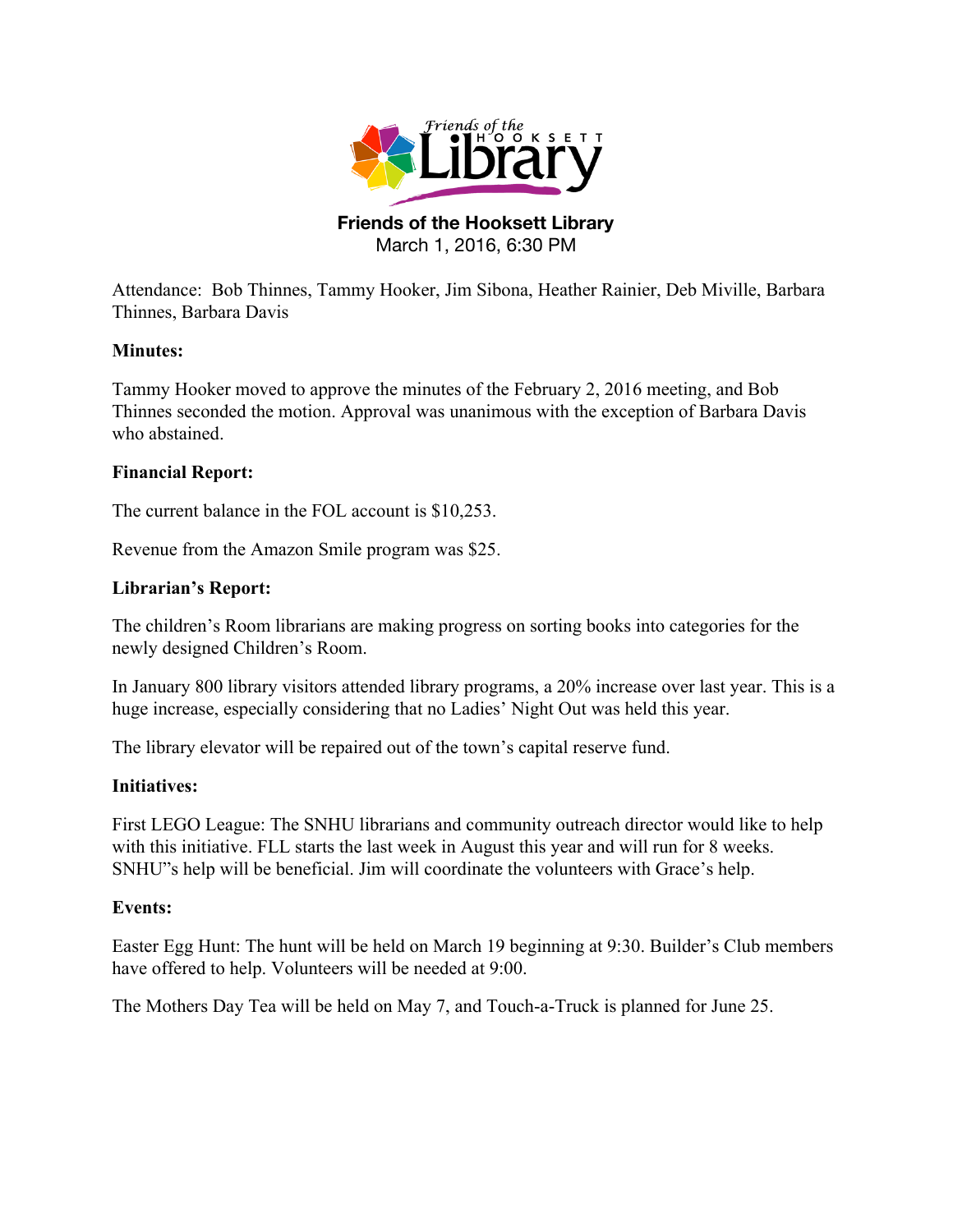# Friends of the Hooksett Library

March 1, 2016, 6:30 PM

Attendance: Bob Thinnes, Tammy Hooker, Jim Sibona, Heather Rainier, Deb Miville, Barbara Thinnes, Barbara Davis

**Minutes:**

Tammy Hooker moved to approve the minutes of the February 2, 2016 meeting, and Bob Thinnes seconded the motion. Approval was unanimous with the exception of Barbara Davis who abstained.

**Financial Report:**

The current balance in the FOL account is $10,253.

Revenue from the Amazon Smile program was $25.

**Librarian's Report:**

The children's Room librarians are making progress on sorting books into categories for the newly designed Children's Room.

In January 800 library visitors attended library programs, a 20% increase over last year. This is a huge increase, especially considering that no Ladies' Night Out was held this year.

The library elevator will be repaired out of the town's capital reserve fund.

**Initiatives:**

First LEGO League: The SNHU librarians and community outreach director would like to help with this initiative. FLL starts the last week in August this year and will run for 8 weeks. SNHU"s help will be beneficial. Jim will coordinate the volunteers with Grace's help.

**Events:**

Easter Egg Hunt: The hunt will be held on March 19 beginning at 9:30. Builder's Club members have offered to help. Volunteers will be needed at 9:00.

The Mothers Day Tea will be held on May 7, and Touch-a-Truck is planned for June 25.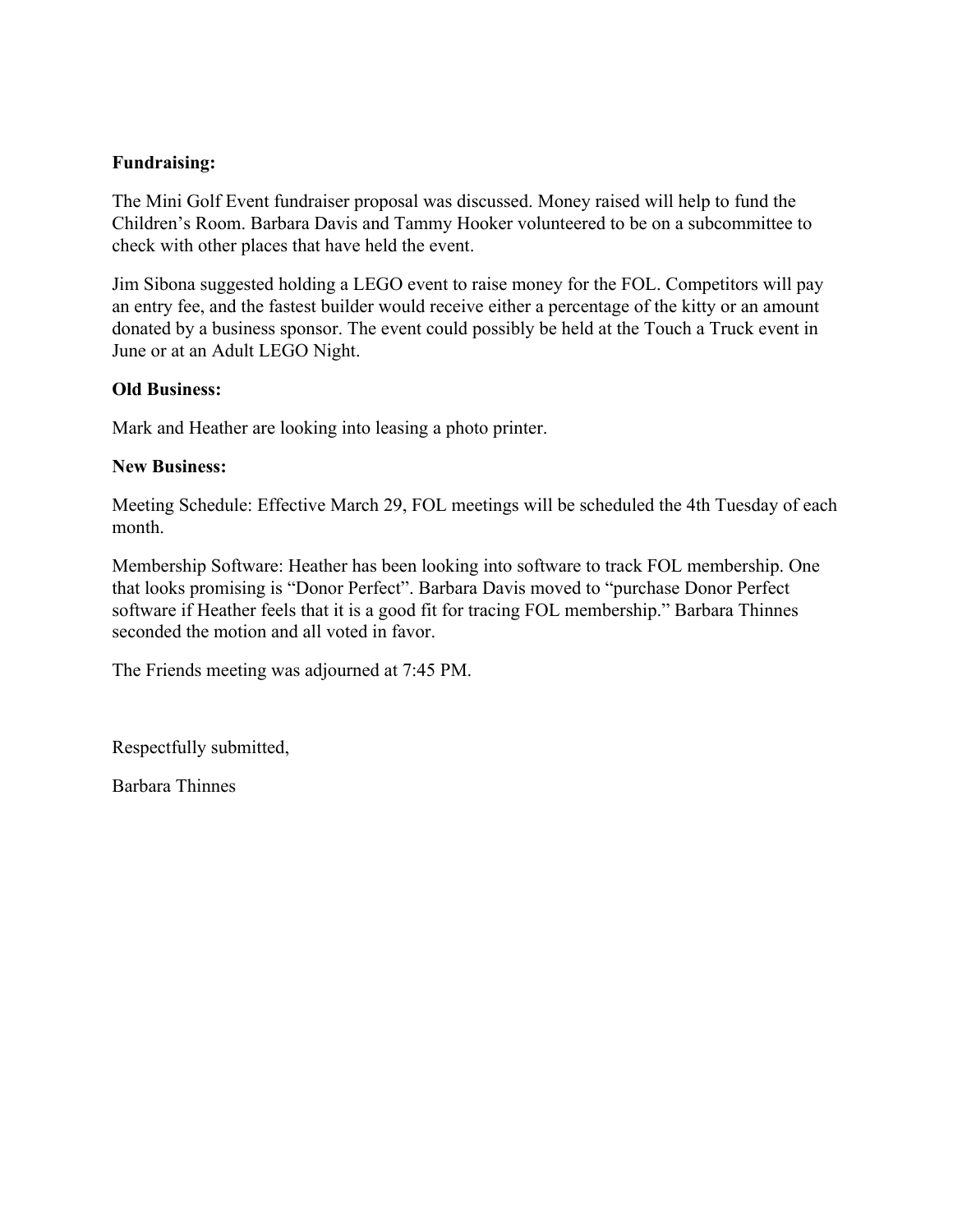**Fundraising:**

The Mini Golf Event fundraiser proposal was discussed. Money raised will help to fund the Children's Room. Barbara Davis and Tammy Hooker volunteered to be on a subcommittee to check with other places that have held the event.

Jim Sibona suggested holding a LEGO event to raise money for the FOL. Competitors will pay an entry fee, and the fastest builder would receive either a percentage of the kitty or an amount donated by a business sponsor. The event could possibly be held at the Touch a Truck event in June or at an Adult LEGO Night.

**Old Business:**

Mark and Heather are looking into leasing a photo printer.

**New Business:**

Meeting Schedule: Effective March 29, FOL meetings will be scheduled the 4th Tuesday of each month.

Membership Software: Heather has been looking into software to track FOL membership. One that looks promising is "Donor Perfect". Barbara Davis moved to "purchase Donor Perfect software if Heather feels that it is a good fit for tracing FOL membership." Barbara Thinnes seconded the motion and all voted in favor.

The Friends meeting was adjourned at 7:45 PM.

Respectfully submitted,

Barbara Thinnes